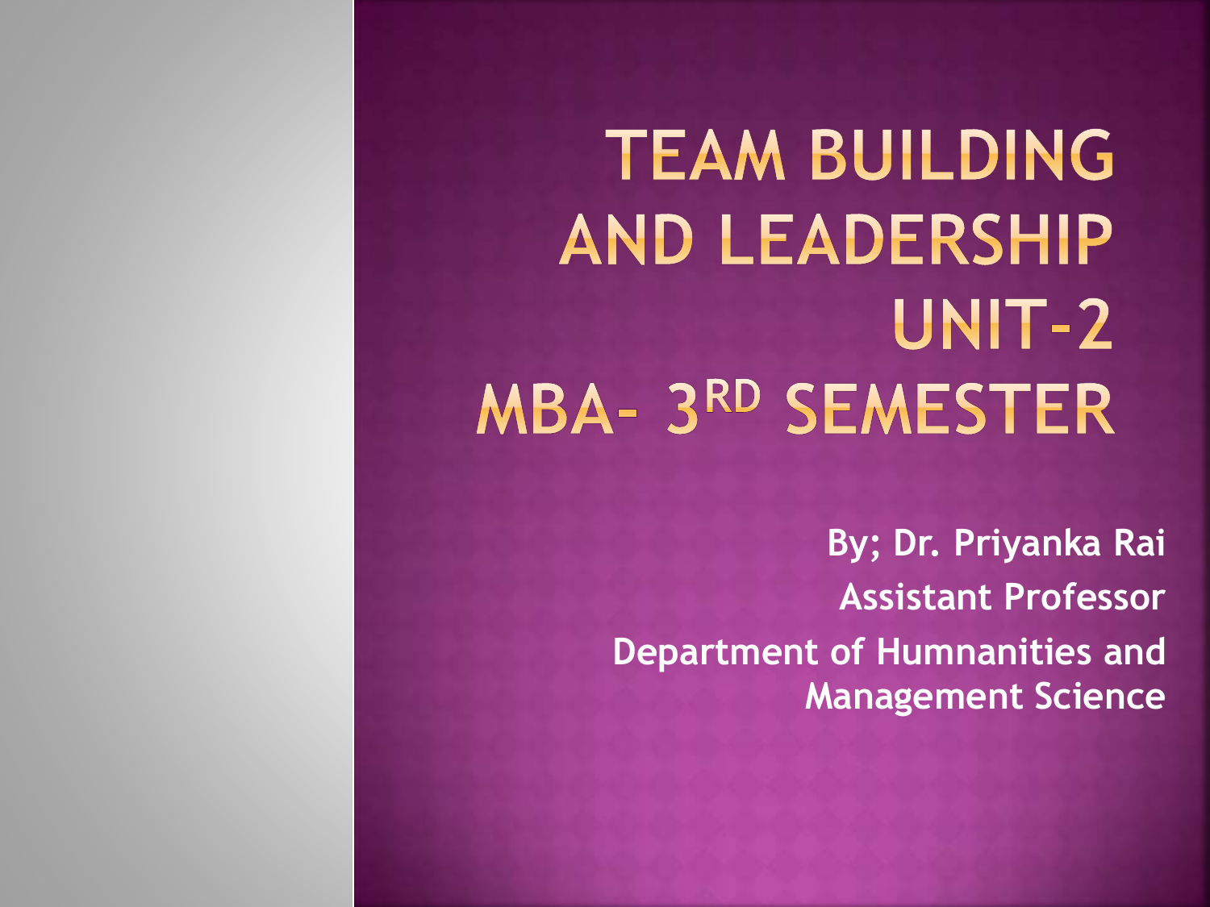# TEAM BUILDING AND LEADERSHIP UNIT-2 MBA- 3RD SEMESTER

**By; Dr. Priyanka Rai**

**Assistant Professor**

**Department of Humnanities and Management Science**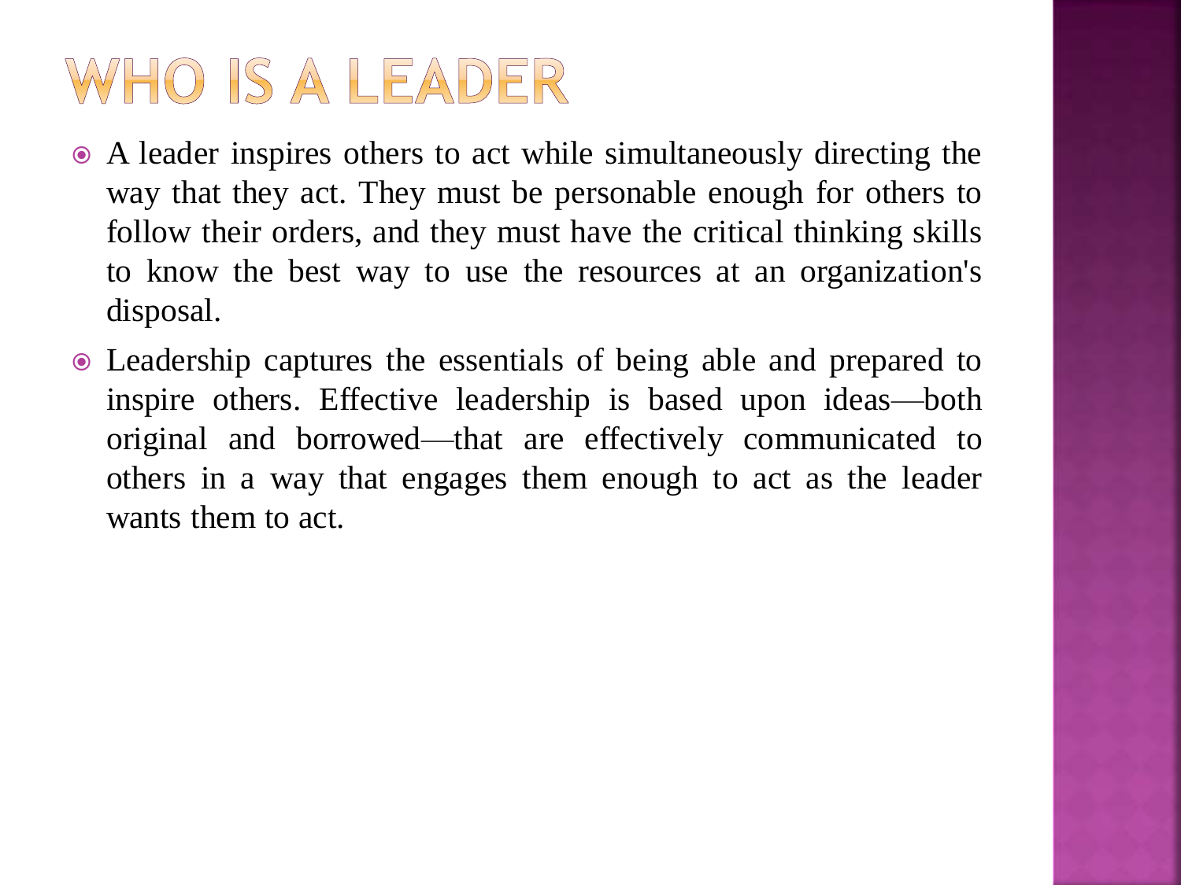# WHO IS A LEADER

- A leader inspires others to act while simultaneously directing the way that they act. They must be personable enough for others to follow their orders, and they must have the critical thinking skills to know the best way to use the resources at an organization's disposal.
- Leadership captures the essentials of being able and prepared to inspire others. Effective leadership is based upon ideas—both original and borrowed—that are effectively communicated to others in a way that engages them enough to act as the leader wants them to act.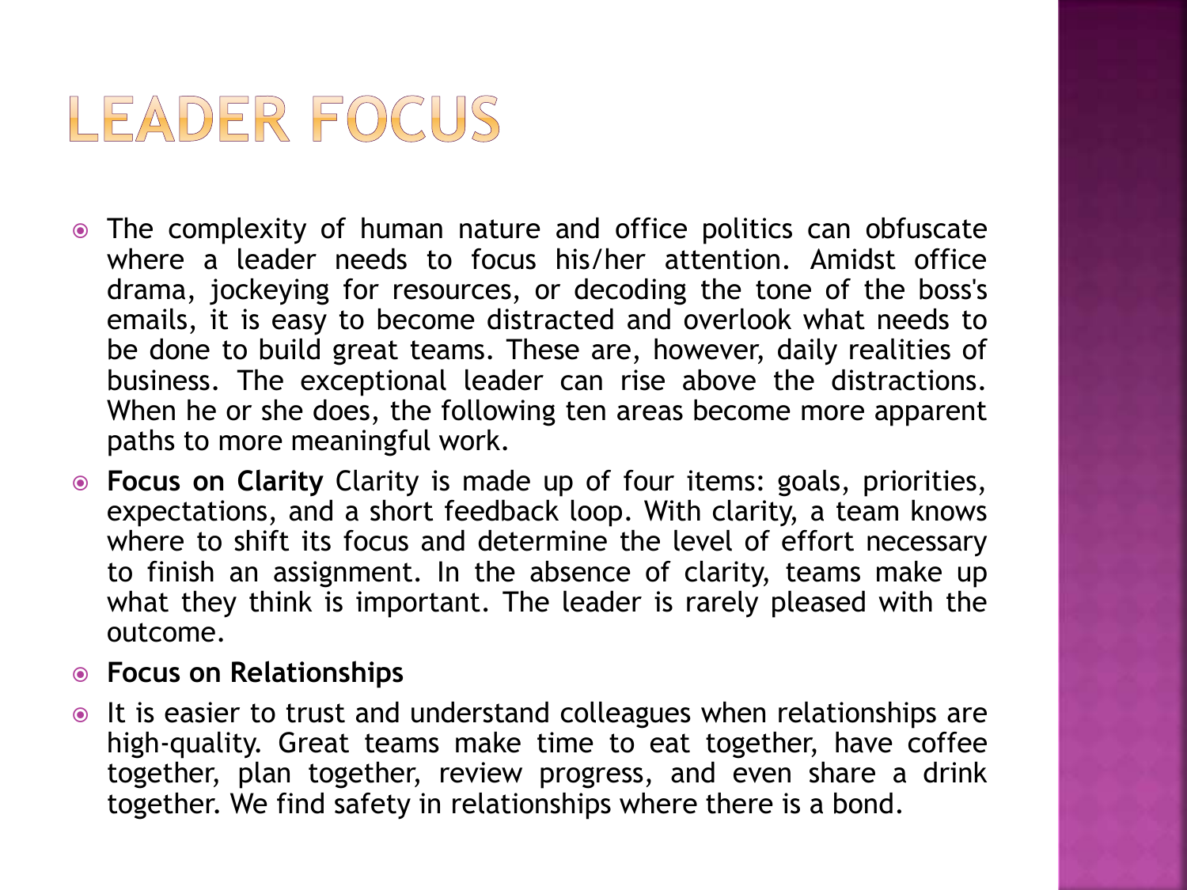# Leader Focus

- The complexity of human nature and office politics can obfuscate where a leader needs to focus his/her attention. Amidst office drama, jockeying for resources, or decoding the tone of the boss's emails, it is easy to become distracted and overlook what needs to be done to build great teams. These are, however, daily realities of business. The exceptional leader can rise above the distractions. When he or she does, the following ten areas become more apparent paths to more meaningful work.
- **Focus on Clarity** Clarity is made up of four items: goals, priorities, expectations, and a short feedback loop. With clarity, a team knows where to shift its focus and determine the level of effort necessary to finish an assignment. In the absence of clarity, teams make up what they think is important. The leader is rarely pleased with the outcome.
- **Focus on Relationships**
- It is easier to trust and understand colleagues when relationships are high-quality. Great teams make time to eat together, have coffee together, plan together, review progress, and even share a drink together. We find safety in relationships where there is a bond.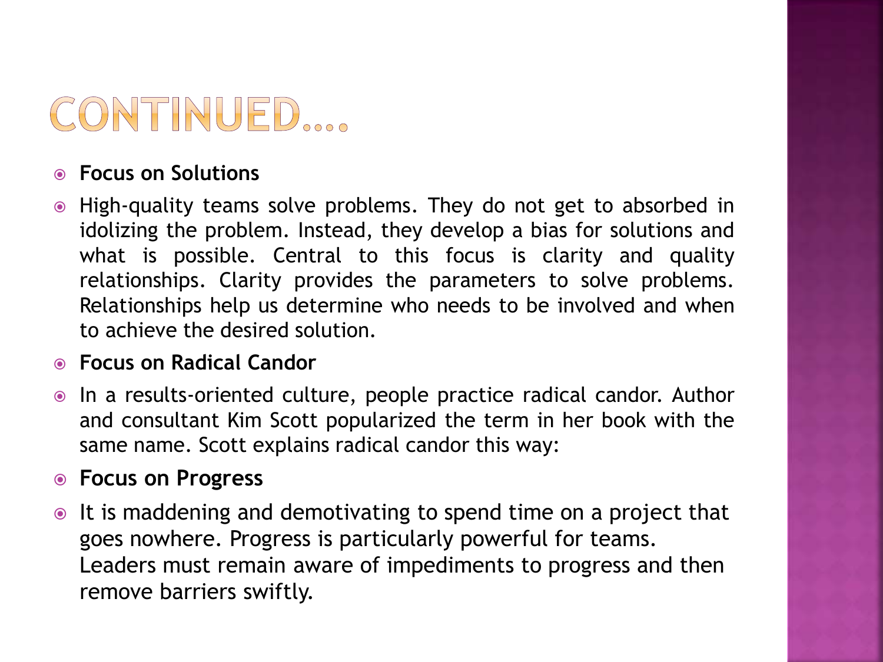# CONTINUED….

- **Focus on Solutions**
- High-quality teams solve problems. They do not get to absorbed in idolizing the problem. Instead, they develop a bias for solutions and what is possible. Central to this focus is clarity and quality relationships. Clarity provides the parameters to solve problems. Relationships help us determine who needs to be involved and when to achieve the desired solution.
- **Focus on Radical Candor**
- In a results-oriented culture, people practice radical candor. Author and consultant Kim Scott popularized the term in her book with the same name. Scott explains radical candor this way:
- **Focus on Progress**
- It is maddening and demotivating to spend time on a project that goes nowhere. Progress is particularly powerful for teams. Leaders must remain aware of impediments to progress and then remove barriers swiftly.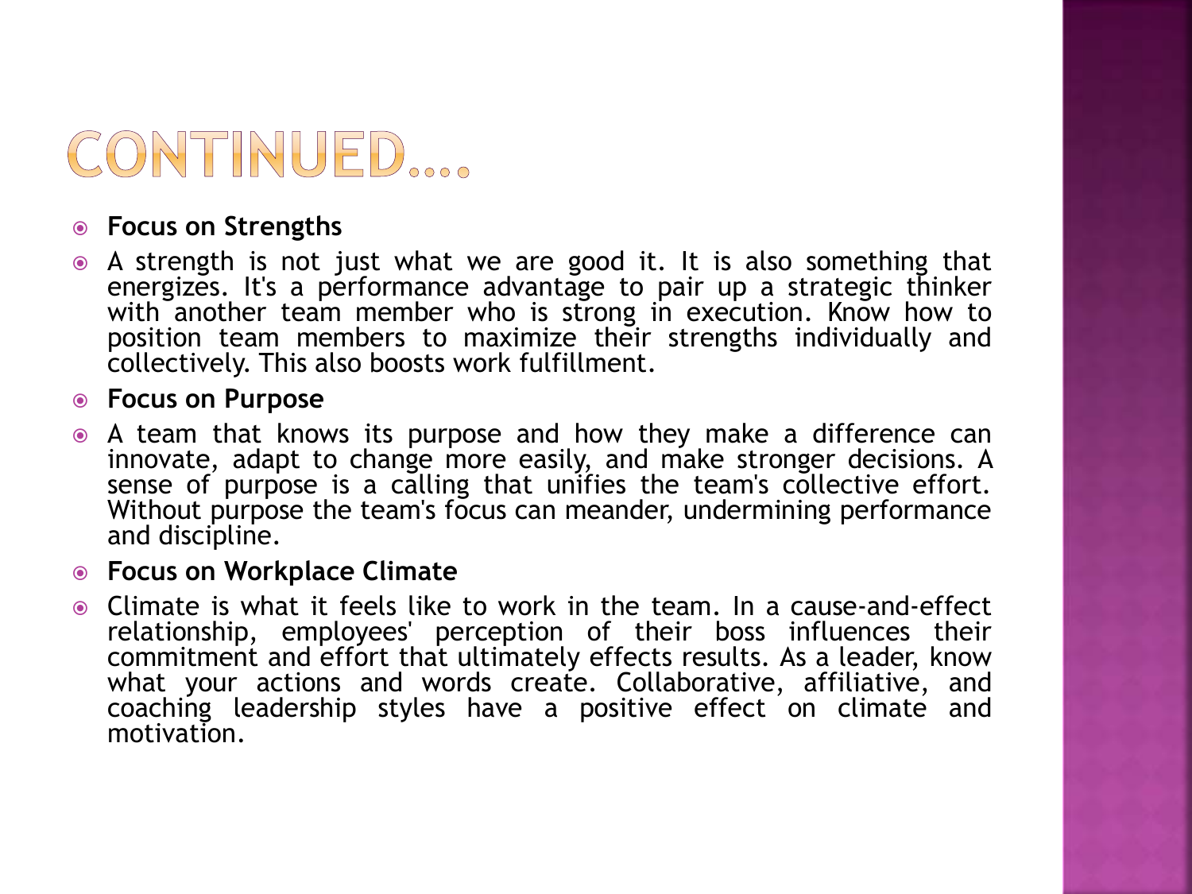# CONTINUED….

- **Focus on Strengths**
- A strength is not just what we are good it. It is also something that energizes. It's a performance advantage to pair up a strategic thinker with another team member who is strong in execution. Know how to position team members to maximize their strengths individually and collectively. This also boosts work fulfillment.
- **Focus on Purpose**
- A team that knows its purpose and how they make a difference can innovate, adapt to change more easily, and make stronger decisions. A sense of purpose is a calling that unifies the team's collective effort. Without purpose the team's focus can meander, undermining performance and discipline.
- **Focus on Workplace Climate**
- Climate is what it feels like to work in the team. In a cause-and-effect relationship, employees' perception of their boss influences their commitment and effort that ultimately effects results. As a leader, know what your actions and words create. Collaborative, affiliative, and coaching leadership styles have a positive effect on climate and motivation.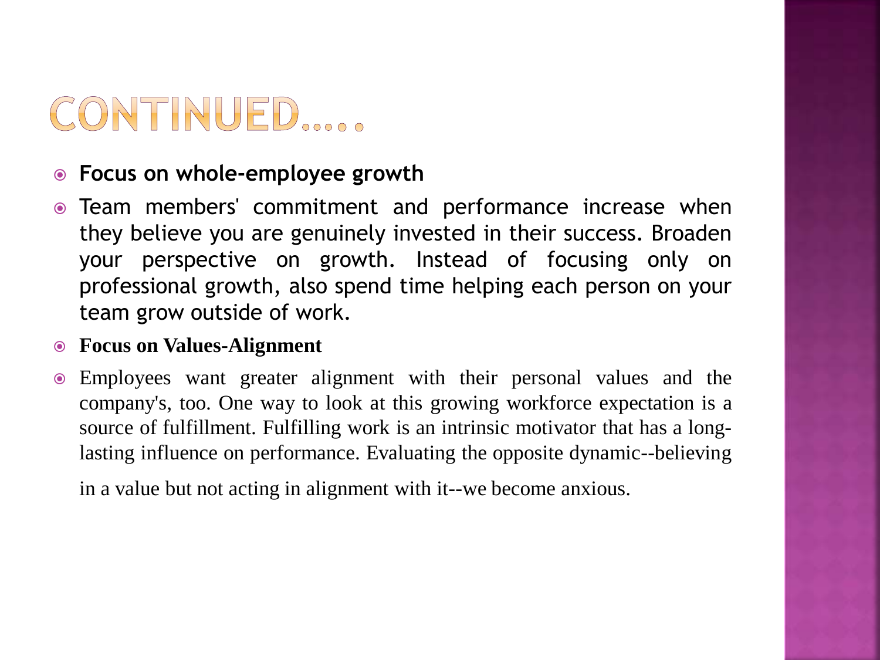# CONTINUED…..

- **Focus on whole-employee growth**
- Team members' commitment and performance increase when they believe you are genuinely invested in their success. Broaden your perspective on growth. Instead of focusing only on professional growth, also spend time helping each person on your team grow outside of work.
- **Focus on Values-Alignment**
- Employees want greater alignment with their personal values and the company's, too. One way to look at this growing workforce expectation is a source of fulfillment. Fulfilling work is an intrinsic motivator that has a long-lasting influence on performance. Evaluating the opposite dynamic--believing

  in a value but not acting in alignment with it--we become anxious.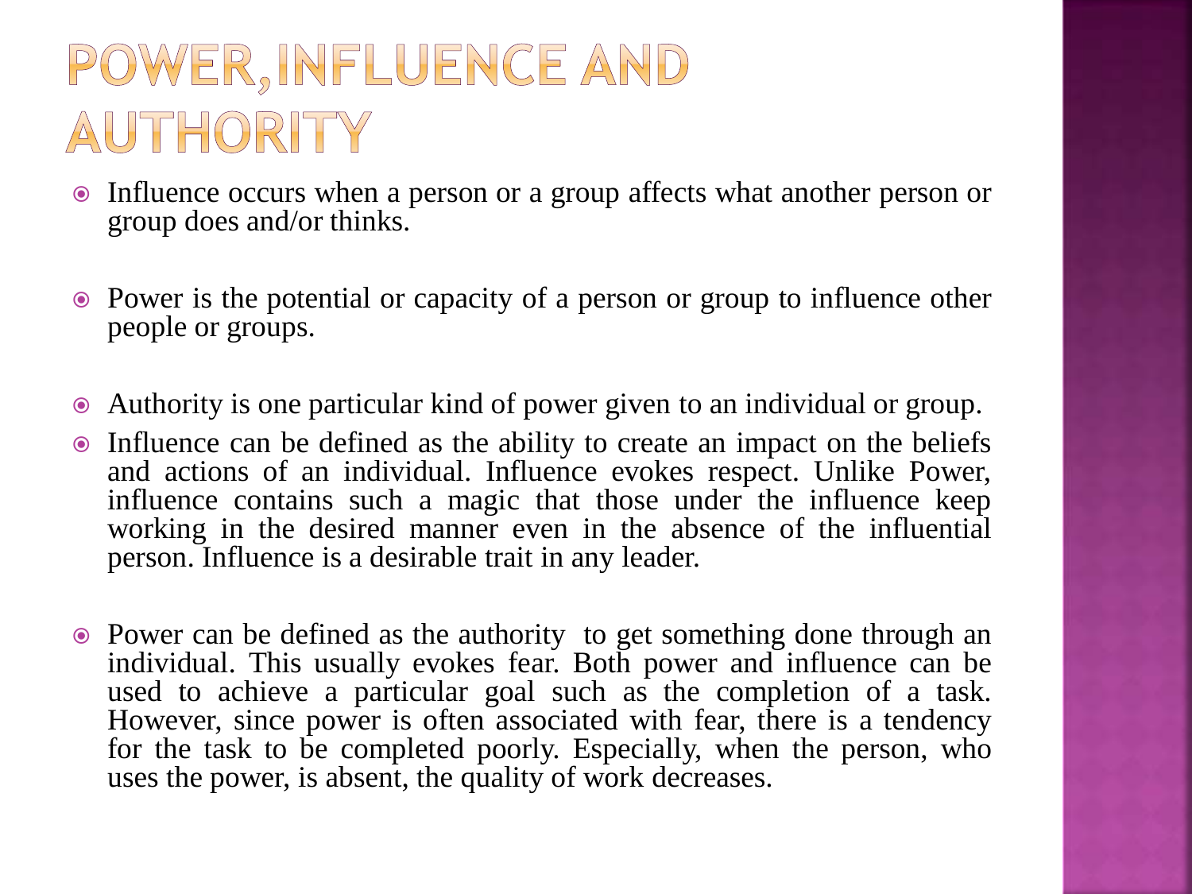# POWER, INFLUENCE AND AUTHORITY

- Influence occurs when a person or a group affects what another person or group does and/or thinks.

- Power is the potential or capacity of a person or group to influence other people or groups.

- Authority is one particular kind of power given to an individual or group.
- Influence can be defined as the ability to create an impact on the beliefs and actions of an individual. Influence evokes respect. Unlike Power, influence contains such a magic that those under the influence keep working in the desired manner even in the absence of the influential person. Influence is a desirable trait in any leader.

- Power can be defined as the authority to get something done through an individual. This usually evokes fear. Both power and influence can be used to achieve a particular goal such as the completion of a task. However, since power is often associated with fear, there is a tendency for the task to be completed poorly. Especially, when the person, who uses the power, is absent, the quality of work decreases.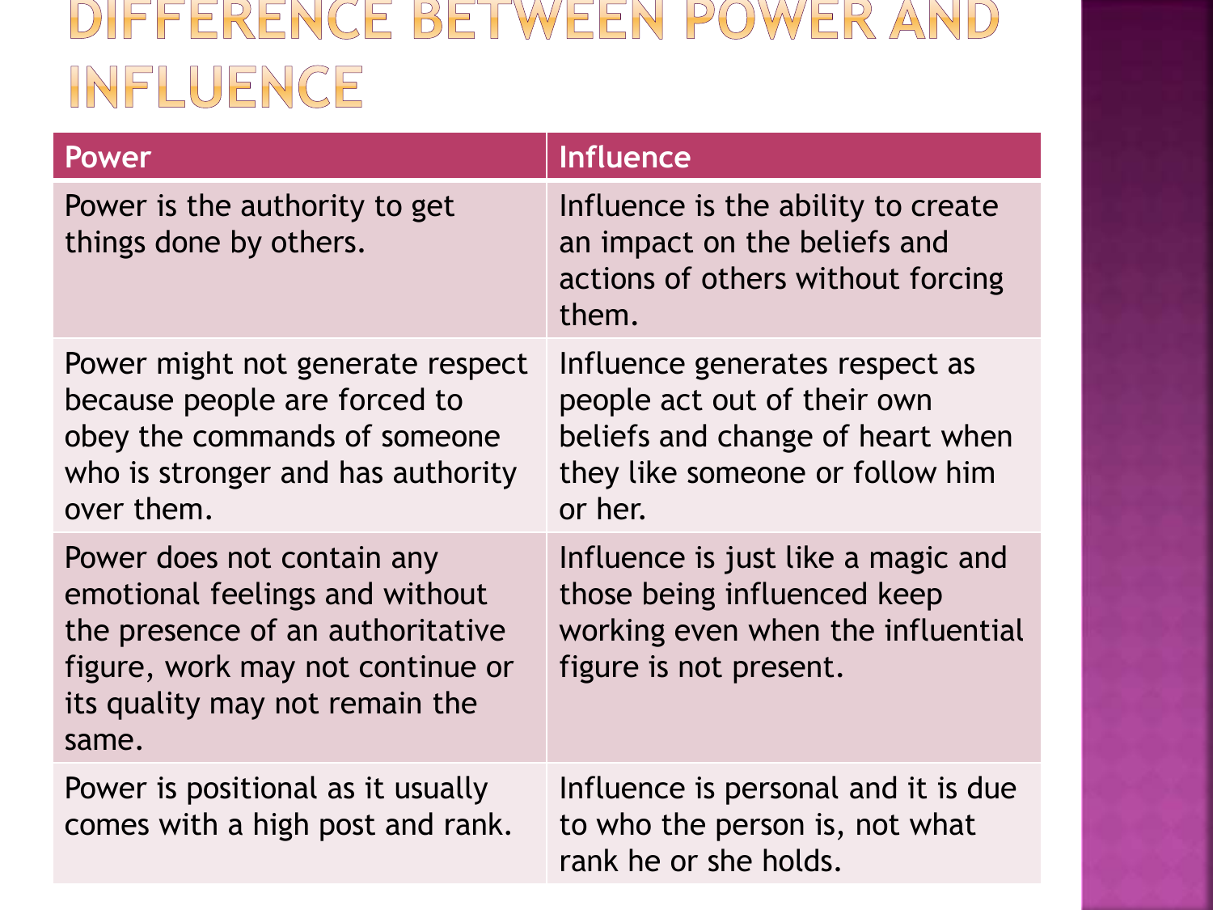# Difference Between Power and Influence

| Power | Influence |
| --- | --- |
| Power is the authority to get things done by others. | Influence is the ability to create an impact on the beliefs and actions of others without forcing them. |
| Power might not generate respect because people are forced to obey the commands of someone who is stronger and has authority over them. | Influence generates respect as people act out of their own beliefs and change of heart when they like someone or follow him or her. |
| Power does not contain any emotional feelings and without the presence of an authoritative figure, work may not continue or its quality may not remain the same. | Influence is just like a magic and those being influenced keep working even when the influential figure is not present. |
| Power is positional as it usually comes with a high post and rank. | Influence is personal and it is due to who the person is, not what rank he or she holds. |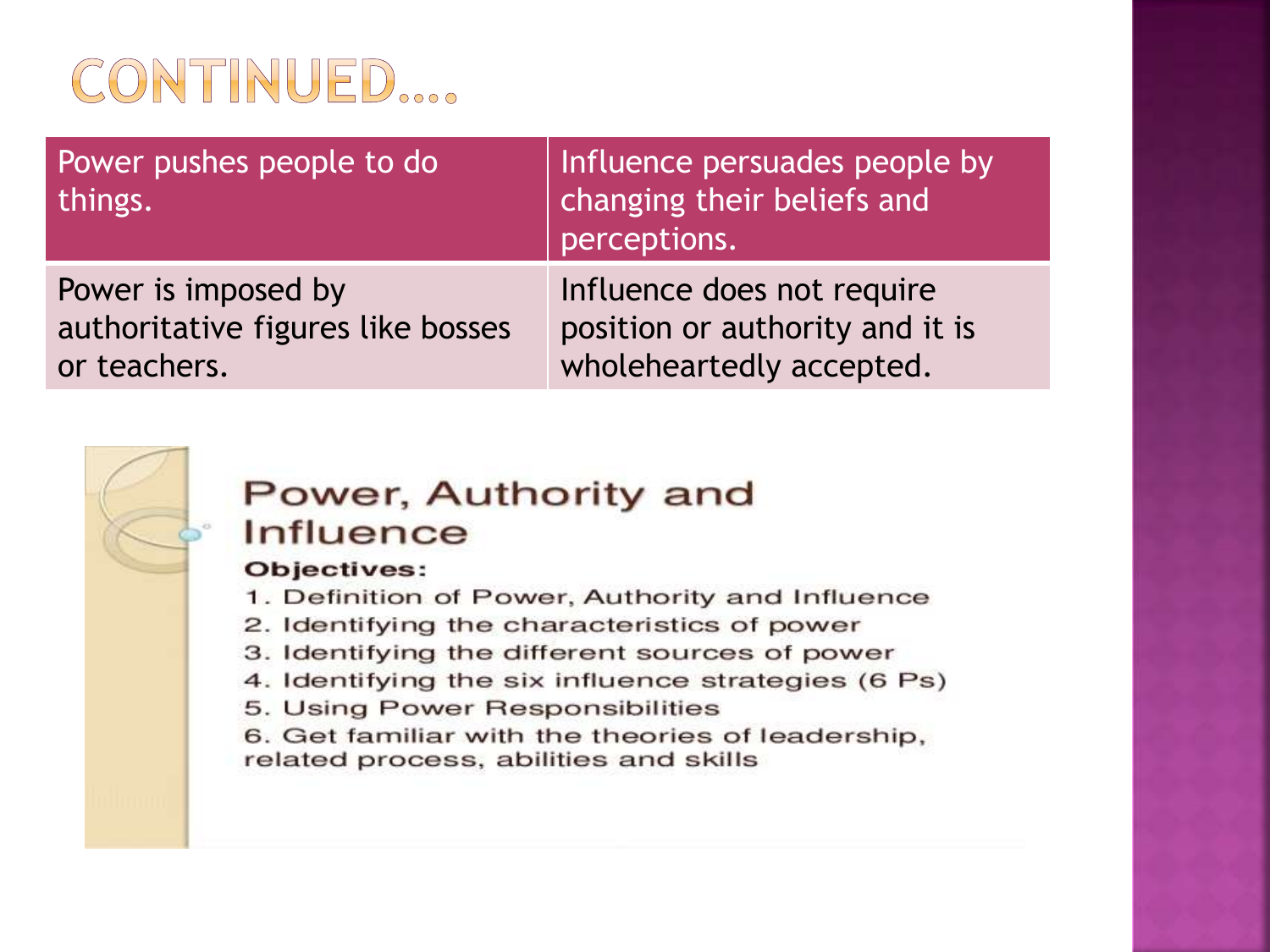# CONTINUED....

| Power pushes people to do things. | Influence persuades people by changing their beliefs and perceptions. |
| --- | --- |
| Power is imposed by authoritative figures like bosses or teachers. | Influence does not require position or authority and it is wholeheartedly accepted. |

## Power, Authority and Influence

**Objectives:**

1. Definition of Power, Authority and Influence
2. Identifying the characteristics of power
3. Identifying the different sources of power
4. Identifying the six influence strategies (6 Ps)
5. Using Power Responsibilities
6. Get familiar with the theories of leadership, related process, abilities and skills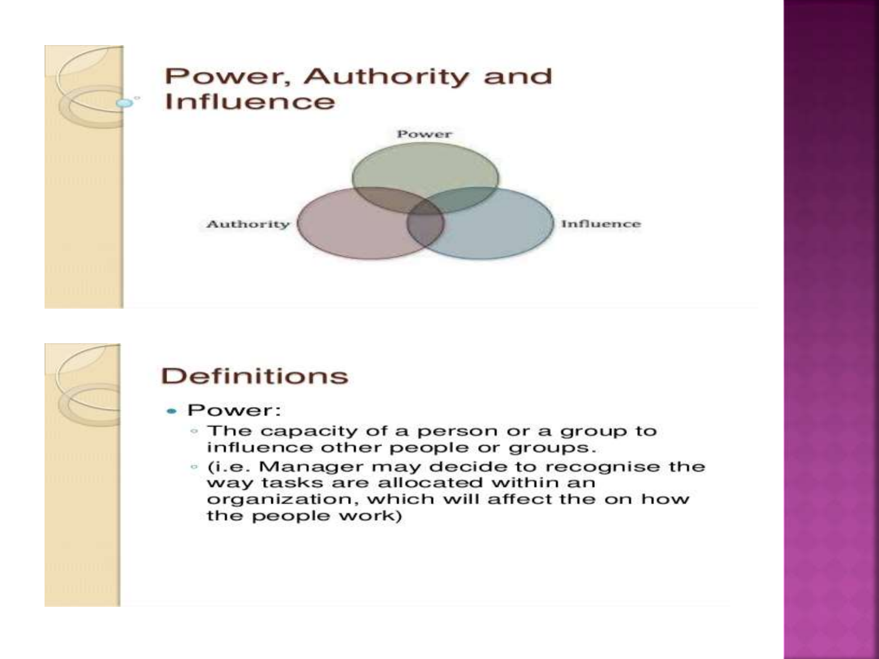## Power, Authority and Influence

Power

Authority

Influence

## Definitions

- Power:
  - The capacity of a person or a group to influence other people or groups.
  - (i.e. Manager may decide to recognise the way tasks are allocated within an organization, which will affect the on how the people work)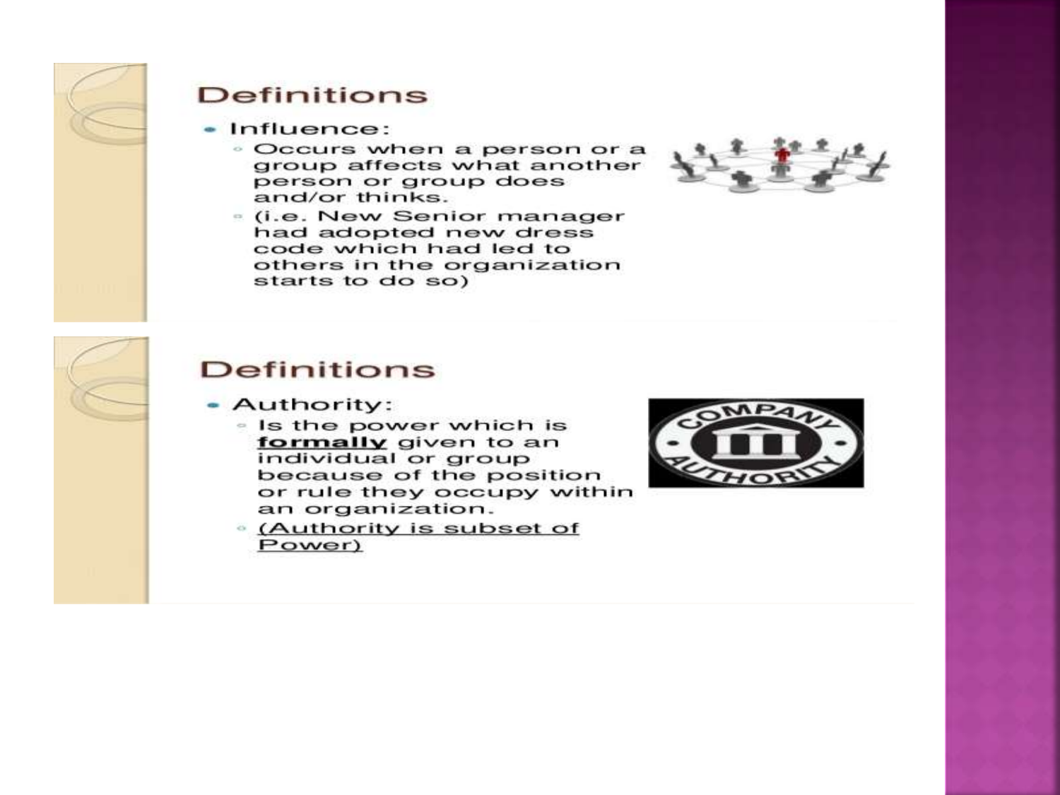## Definitions

- Influence:
  - Occurs when a person or a group affects what another person or group does and/or thinks.
  - (i.e. New Senior manager had adopted new dress code which had led to others in the organization starts to do so)

## Definitions

- Authority:
  - Is the power which is **formally** given to an individual or group because of the position or rule they occupy within an organization.
  - (Authority is subset of Power)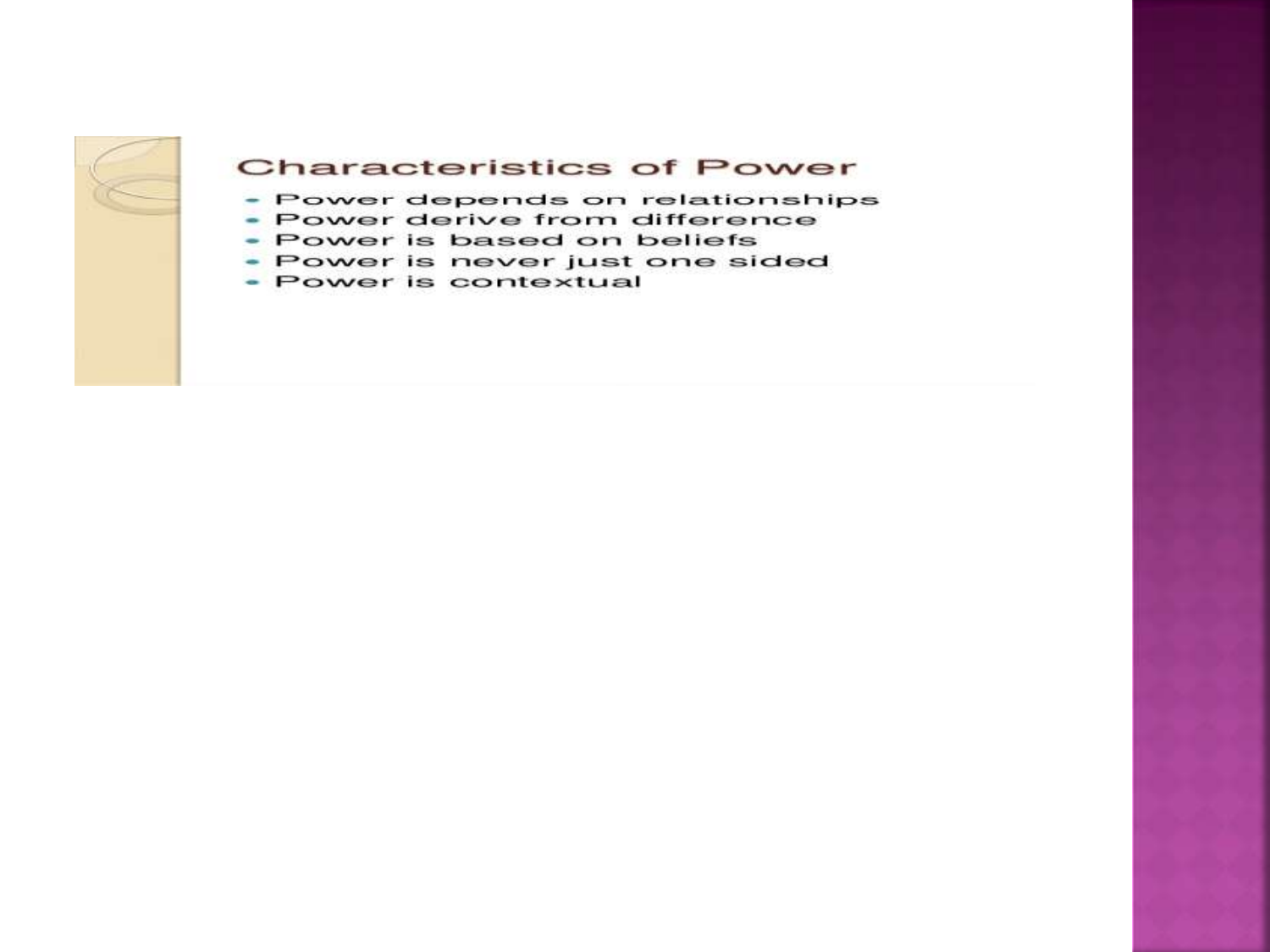## Characteristics of Power

- Power depends on relationships
- Power derive from difference
- Power is based on beliefs
- Power is never just one sided
- Power is contextual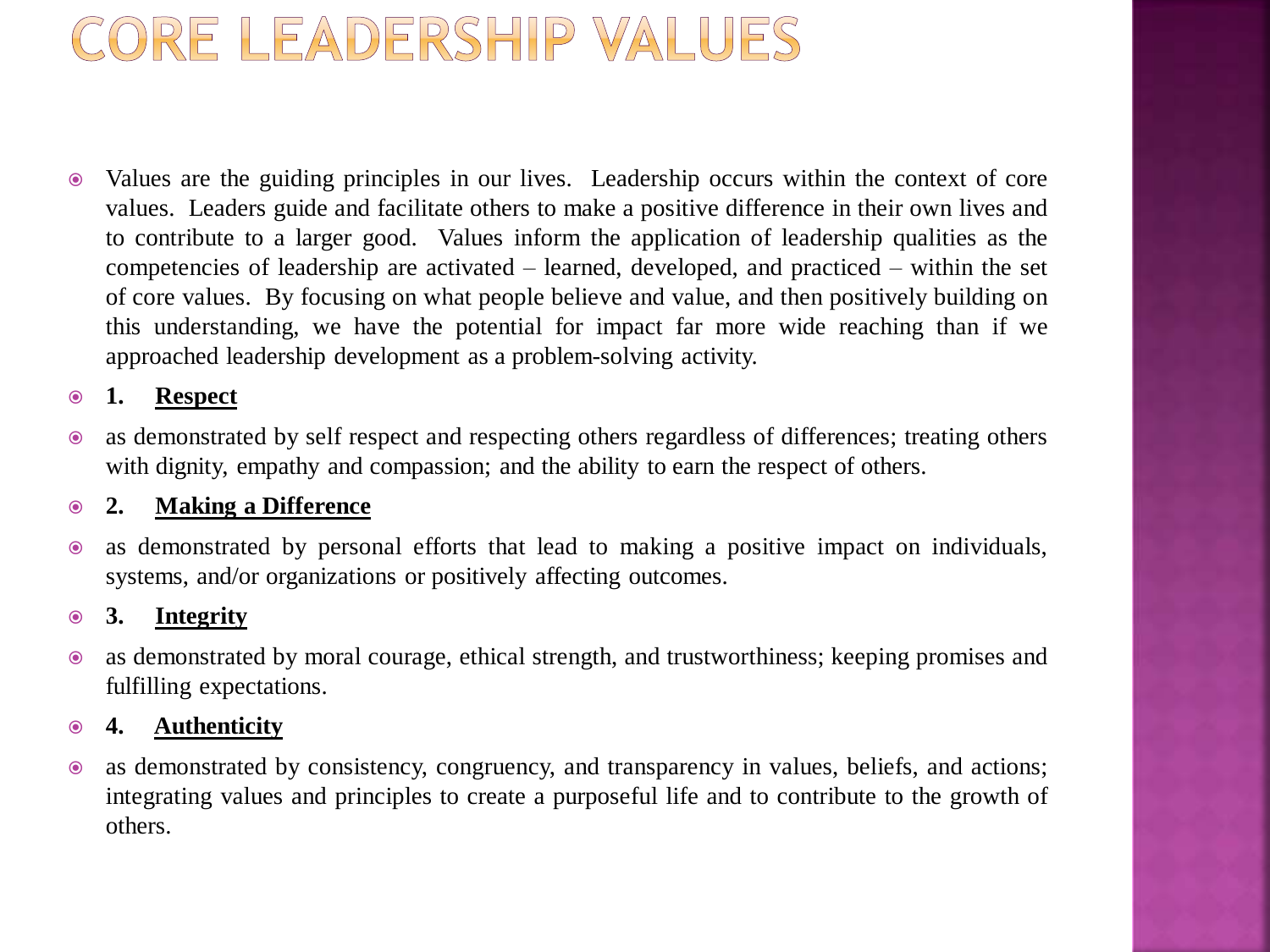# CORE LEADERSHIP VALUES

- Values are the guiding principles in our lives. Leadership occurs within the context of core values. Leaders guide and facilitate others to make a positive difference in their own lives and to contribute to a larger good. Values inform the application of leadership qualities as the competencies of leadership are activated – learned, developed, and practiced – within the set of core values. By focusing on what people believe and value, and then positively building on this understanding, we have the potential for impact far more wide reaching than if we approached leadership development as a problem-solving activity.
- **1. <u>Respect</u>**
- as demonstrated by self respect and respecting others regardless of differences; treating others with dignity, empathy and compassion; and the ability to earn the respect of others.
- **2. <u>Making a Difference</u>**
- as demonstrated by personal efforts that lead to making a positive impact on individuals, systems, and/or organizations or positively affecting outcomes.
- **3. <u>Integrity</u>**
- as demonstrated by moral courage, ethical strength, and trustworthiness; keeping promises and fulfilling expectations.
- **4. <u>Authenticity</u>**
- as demonstrated by consistency, congruency, and transparency in values, beliefs, and actions; integrating values and principles to create a purposeful life and to contribute to the growth of others.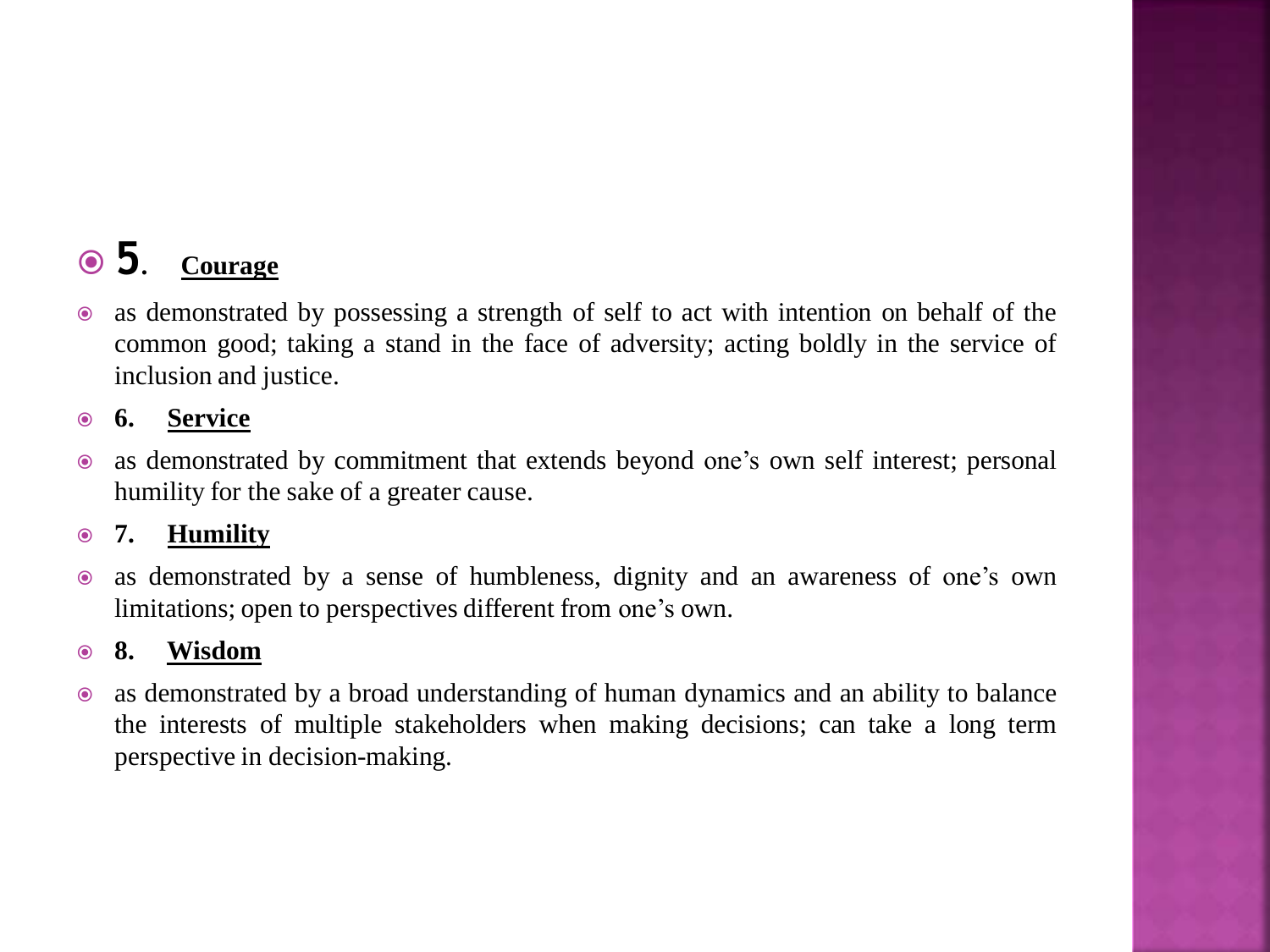- **5**. **Courage**
- as demonstrated by possessing a strength of self to act with intention on behalf of the common good; taking a stand in the face of adversity; acting boldly in the service of inclusion and justice.
- **6. Service**
- as demonstrated by commitment that extends beyond one's own self interest; personal humility for the sake of a greater cause.
- **7. Humility**
- as demonstrated by a sense of humbleness, dignity and an awareness of one's own limitations; open to perspectives different from one's own.
- **8. Wisdom**
- as demonstrated by a broad understanding of human dynamics and an ability to balance the interests of multiple stakeholders when making decisions; can take a long term perspective in decision-making.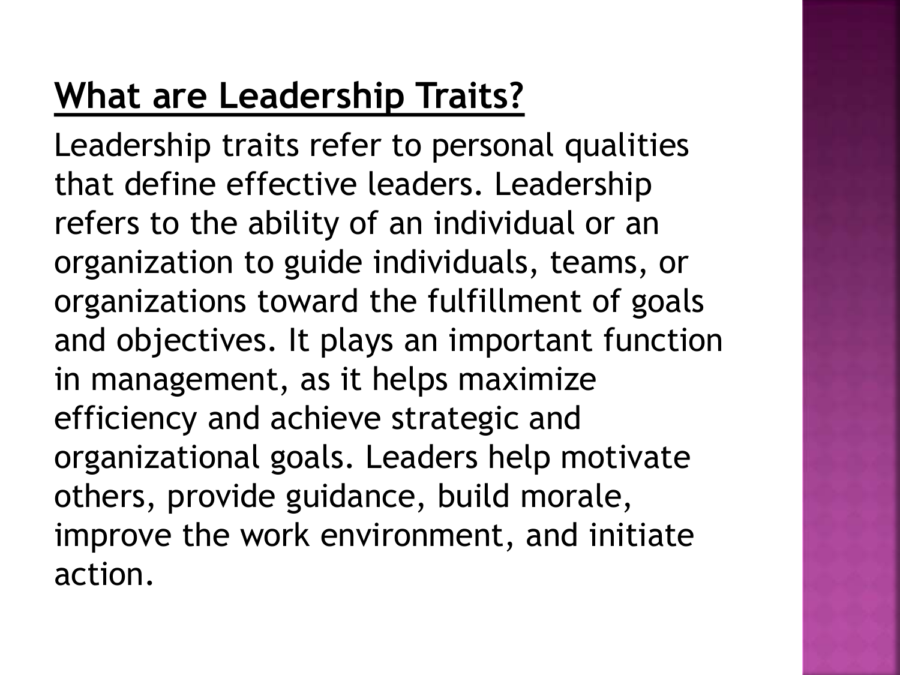## What are Leadership Traits?

Leadership traits refer to personal qualities that define effective leaders. Leadership refers to the ability of an individual or an organization to guide individuals, teams, or organizations toward the fulfillment of goals and objectives. It plays an important function in management, as it helps maximize efficiency and achieve strategic and organizational goals. Leaders help motivate others, provide guidance, build morale, improve the work environment, and initiate action.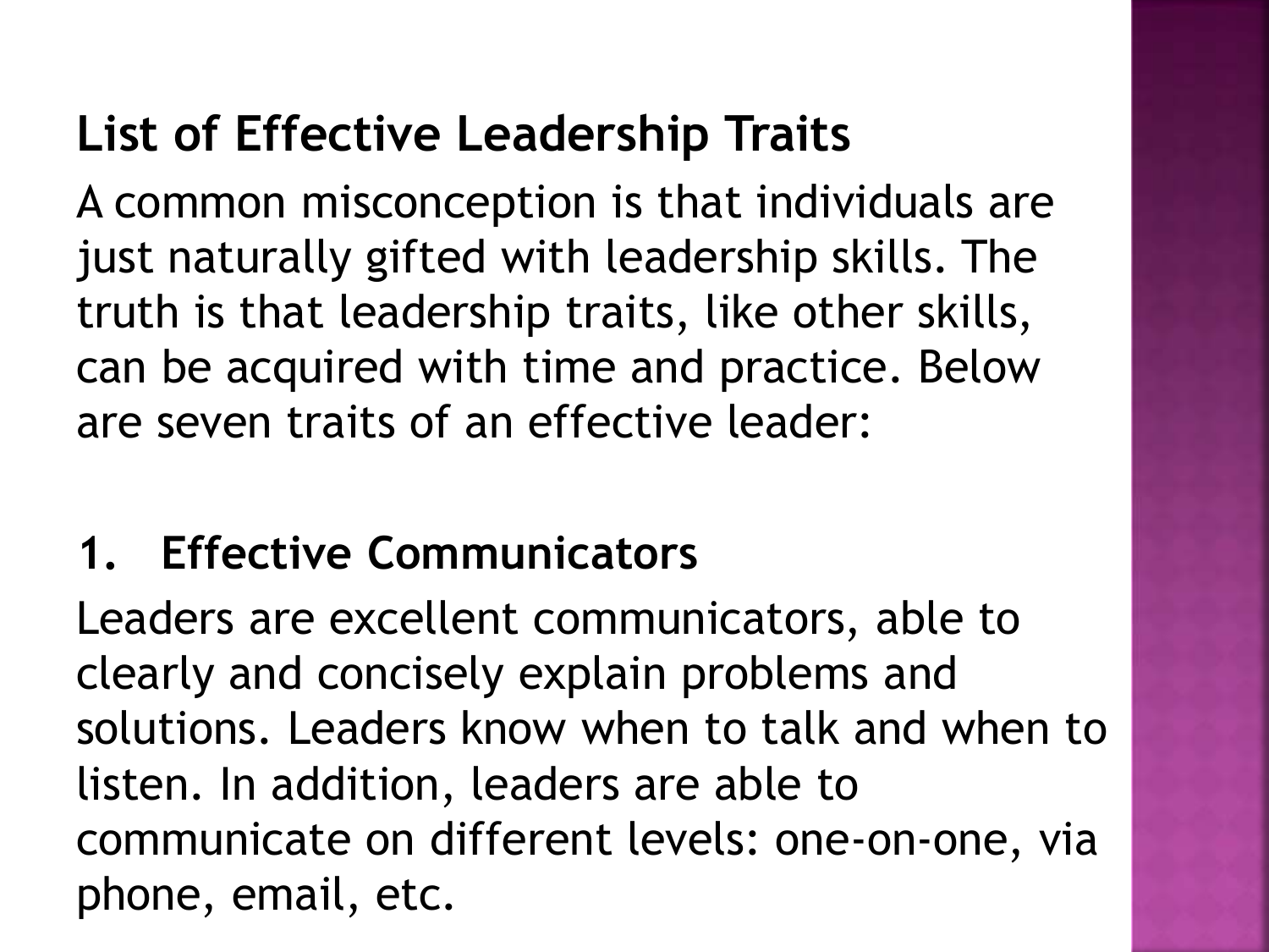## List of Effective Leadership Traits

A common misconception is that individuals are just naturally gifted with leadership skills. The truth is that leadership traits, like other skills, can be acquired with time and practice. Below are seven traits of an effective leader:

### 1. Effective Communicators

Leaders are excellent communicators, able to clearly and concisely explain problems and solutions. Leaders know when to talk and when to listen. In addition, leaders are able to communicate on different levels: one-on-one, via phone, email, etc.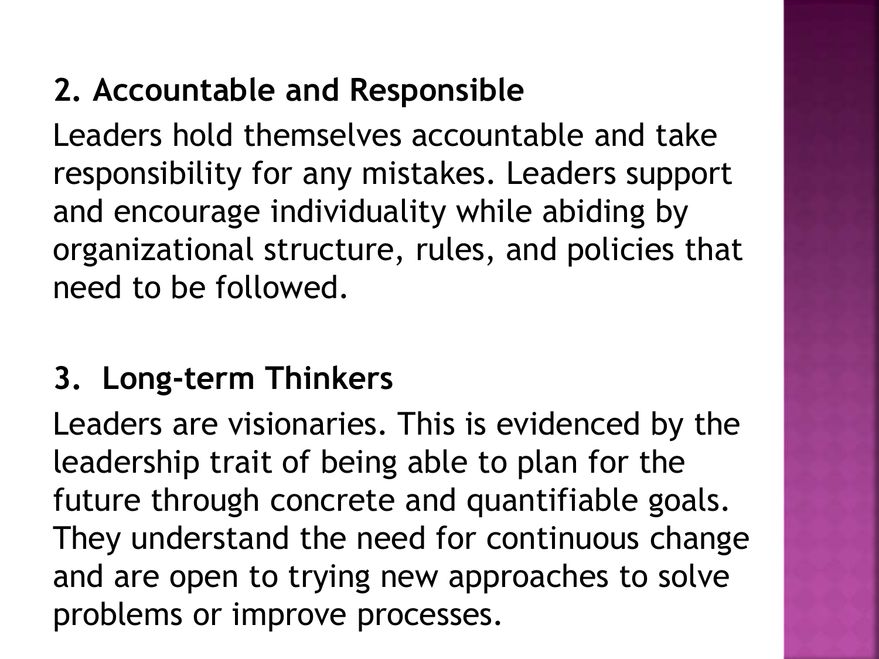**2. Accountable and Responsible**

Leaders hold themselves accountable and take responsibility for any mistakes. Leaders support and encourage individuality while abiding by organizational structure, rules, and policies that need to be followed.

**3. Long-term Thinkers**

Leaders are visionaries. This is evidenced by the leadership trait of being able to plan for the future through concrete and quantifiable goals. They understand the need for continuous change and are open to trying new approaches to solve problems or improve processes.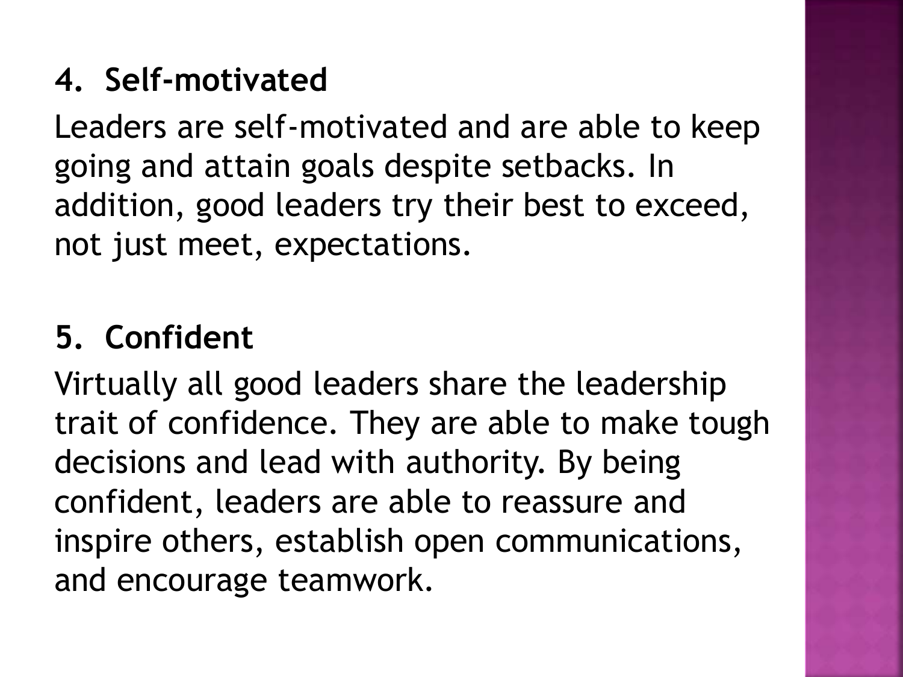**4. Self-motivated**

Leaders are self-motivated and are able to keep going and attain goals despite setbacks. In addition, good leaders try their best to exceed, not just meet, expectations.

**5. Confident**

Virtually all good leaders share the leadership trait of confidence. They are able to make tough decisions and lead with authority. By being confident, leaders are able to reassure and inspire others, establish open communications, and encourage teamwork.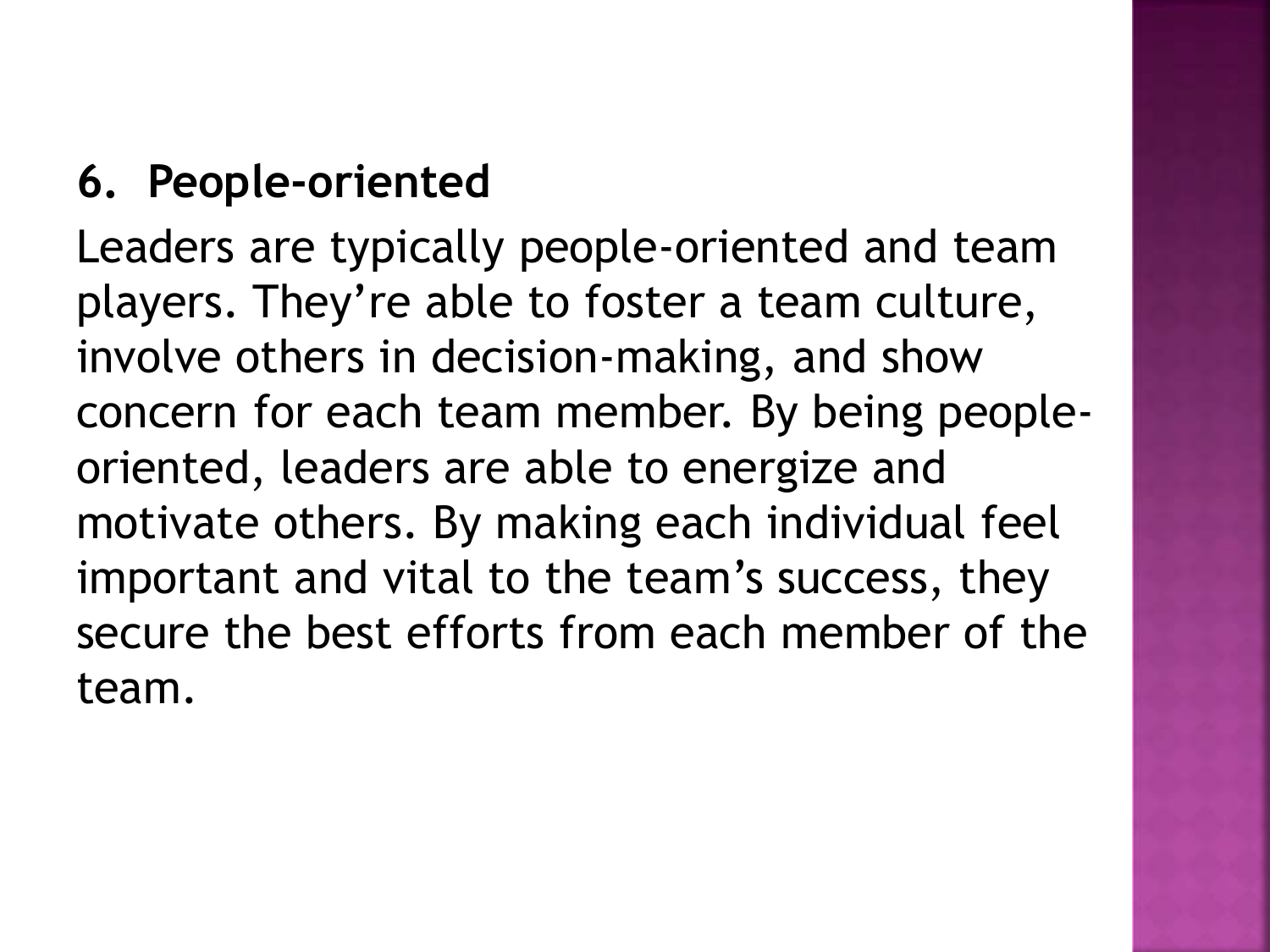**6. People-oriented**

Leaders are typically people-oriented and team players. They’re able to foster a team culture, involve others in decision-making, and show concern for each team member. By being people-oriented, leaders are able to energize and motivate others. By making each individual feel important and vital to the team’s success, they secure the best efforts from each member of the team.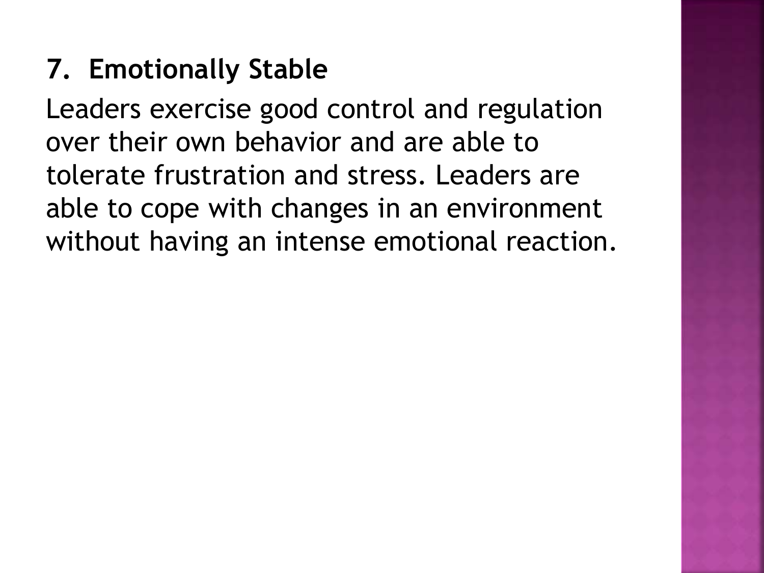### 7. Emotionally Stable

Leaders exercise good control and regulation over their own behavior and are able to tolerate frustration and stress. Leaders are able to cope with changes in an environment without having an intense emotional reaction.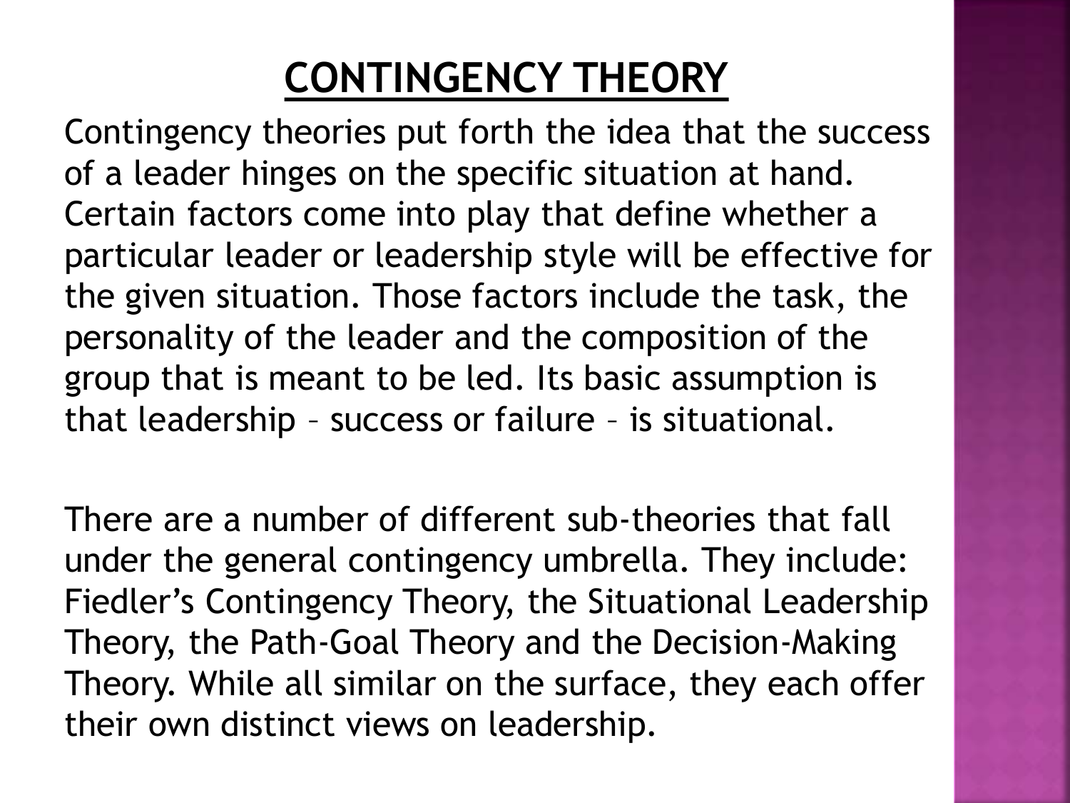# CONTINGENCY THEORY

Contingency theories put forth the idea that the success of a leader hinges on the specific situation at hand. Certain factors come into play that define whether a particular leader or leadership style will be effective for the given situation. Those factors include the task, the personality of the leader and the composition of the group that is meant to be led. Its basic assumption is that leadership – success or failure – is situational.

There are a number of different sub-theories that fall under the general contingency umbrella. They include: Fiedler's Contingency Theory, the Situational Leadership Theory, the Path-Goal Theory and the Decision-Making Theory. While all similar on the surface, they each offer their own distinct views on leadership.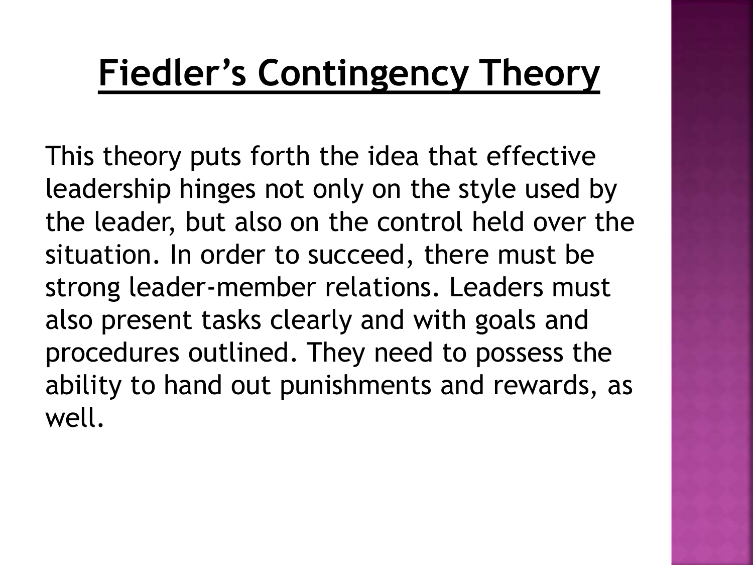# Fiedler’s Contingency Theory

This theory puts forth the idea that effective leadership hinges not only on the style used by the leader, but also on the control held over the situation. In order to succeed, there must be strong leader-member relations. Leaders must also present tasks clearly and with goals and procedures outlined. They need to possess the ability to hand out punishments and rewards, as well.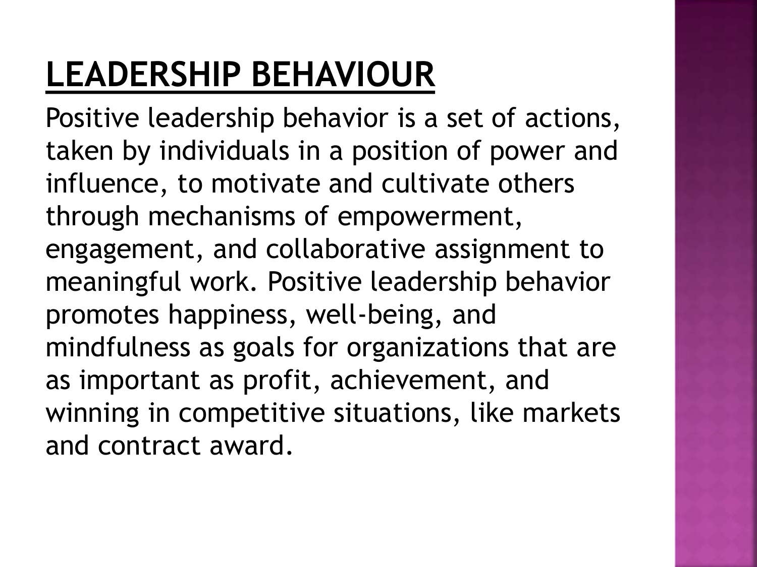# LEADERSHIP BEHAVIOUR

Positive leadership behavior is a set of actions, taken by individuals in a position of power and influence, to motivate and cultivate others through mechanisms of empowerment, engagement, and collaborative assignment to meaningful work. Positive leadership behavior promotes happiness, well-being, and mindfulness as goals for organizations that are as important as profit, achievement, and winning in competitive situations, like markets and contract award.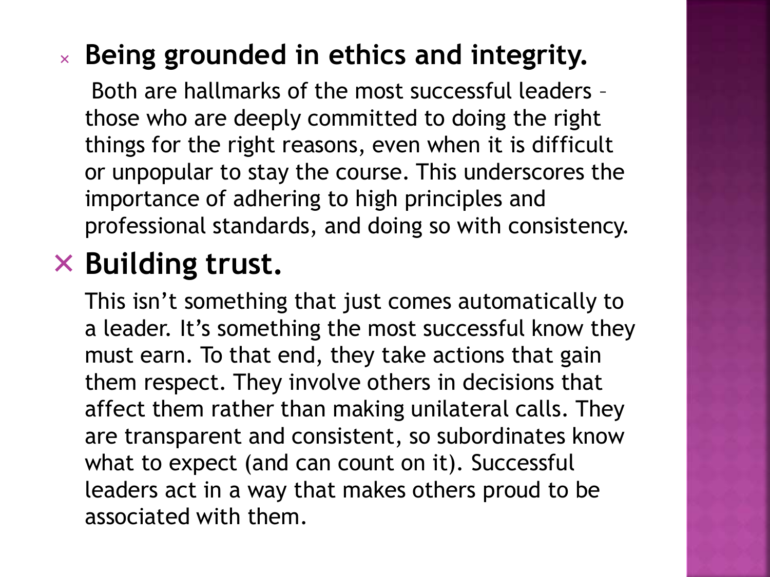- **Being grounded in ethics and integrity.**

  Both are hallmarks of the most successful leaders – those who are deeply committed to doing the right things for the right reasons, even when it is difficult or unpopular to stay the course. This underscores the importance of adhering to high principles and professional standards, and doing so with consistency.

- **Building trust.**

  This isn't something that just comes automatically to a leader. It's something the most successful know they must earn. To that end, they take actions that gain them respect. They involve others in decisions that affect them rather than making unilateral calls. They are transparent and consistent, so subordinates know what to expect (and can count on it). Successful leaders act in a way that makes others proud to be associated with them.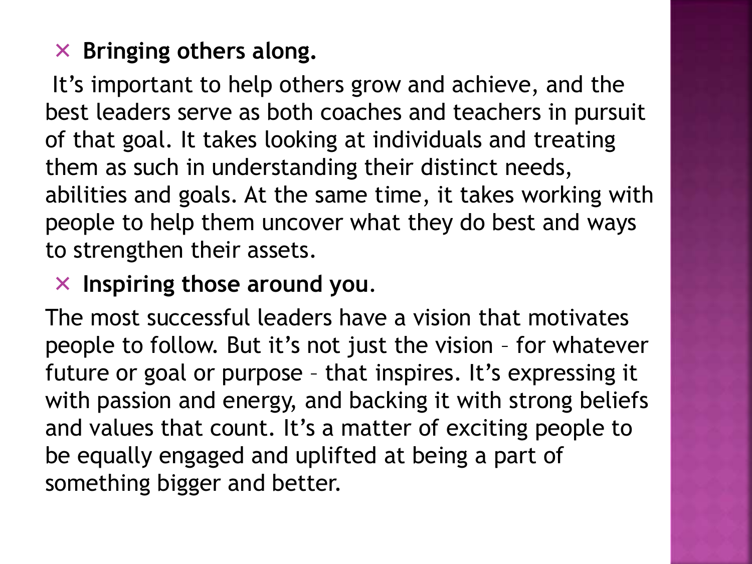- **Bringing others along.**

It's important to help others grow and achieve, and the best leaders serve as both coaches and teachers in pursuit of that goal. It takes looking at individuals and treating them as such in understanding their distinct needs, abilities and goals. At the same time, it takes working with people to help them uncover what they do best and ways to strengthen their assets.

- **Inspiring those around you**.

The most successful leaders have a vision that motivates people to follow. But it's not just the vision – for whatever future or goal or purpose – that inspires. It's expressing it with passion and energy, and backing it with strong beliefs and values that count. It's a matter of exciting people to be equally engaged and uplifted at being a part of something bigger and better.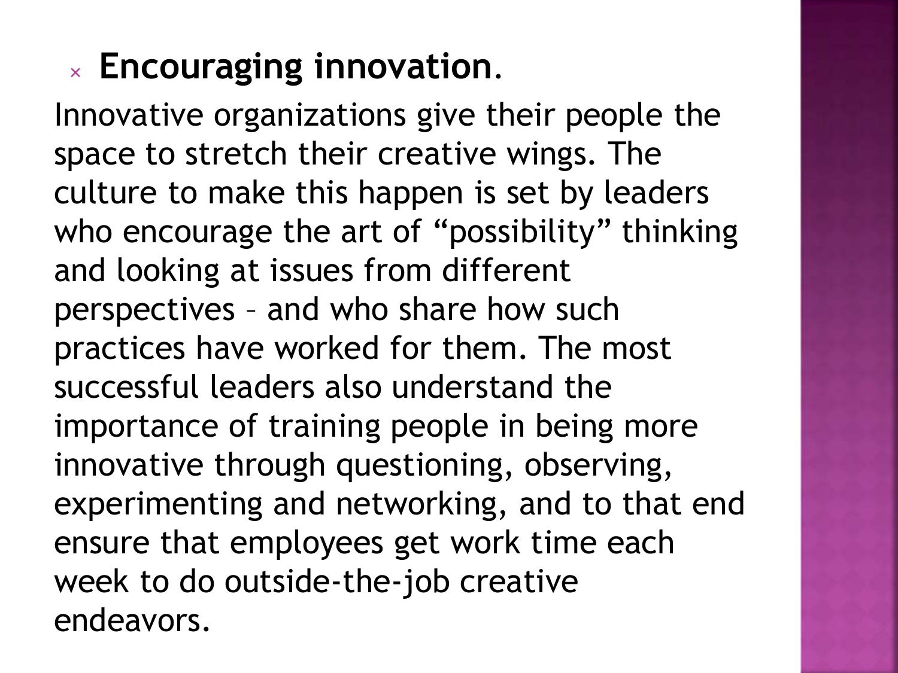- **Encouraging innovation**.

Innovative organizations give their people the space to stretch their creative wings. The culture to make this happen is set by leaders who encourage the art of “possibility” thinking and looking at issues from different perspectives – and who share how such practices have worked for them. The most successful leaders also understand the importance of training people in being more innovative through questioning, observing, experimenting and networking, and to that end ensure that employees get work time each week to do outside-the-job creative endeavors.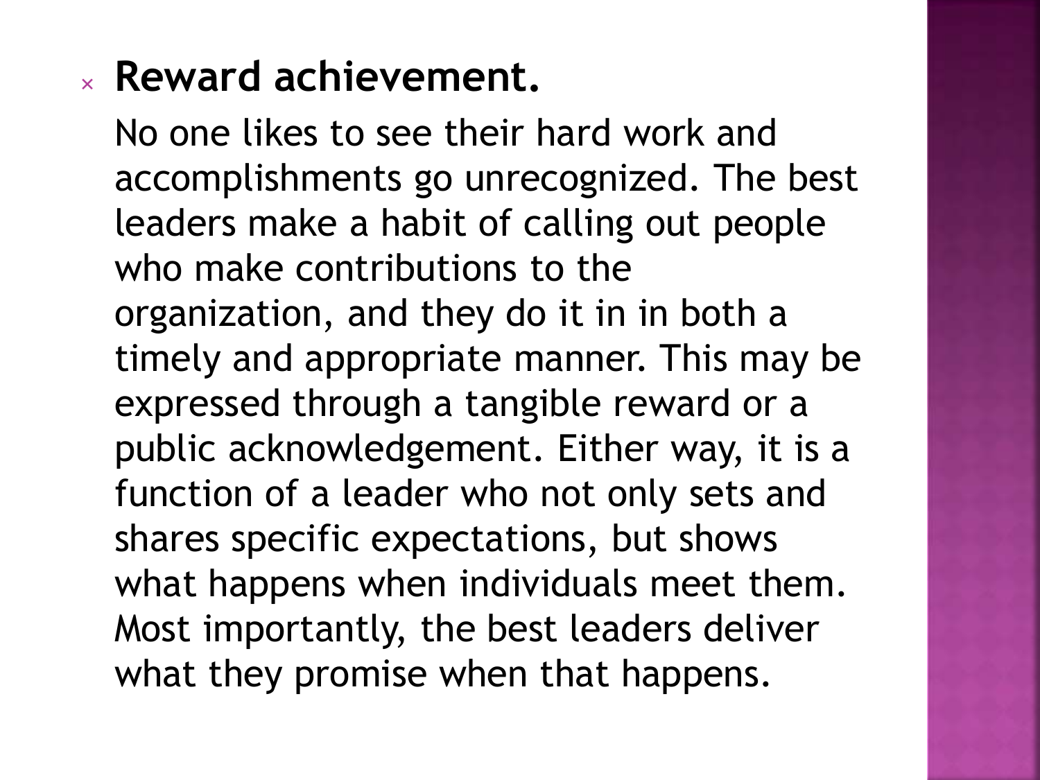- **Reward achievement.**

  No one likes to see their hard work and accomplishments go unrecognized. The best leaders make a habit of calling out people who make contributions to the organization, and they do it in in both a timely and appropriate manner. This may be expressed through a tangible reward or a public acknowledgement. Either way, it is a function of a leader who not only sets and shares specific expectations, but shows what happens when individuals meet them. Most importantly, the best leaders deliver what they promise when that happens.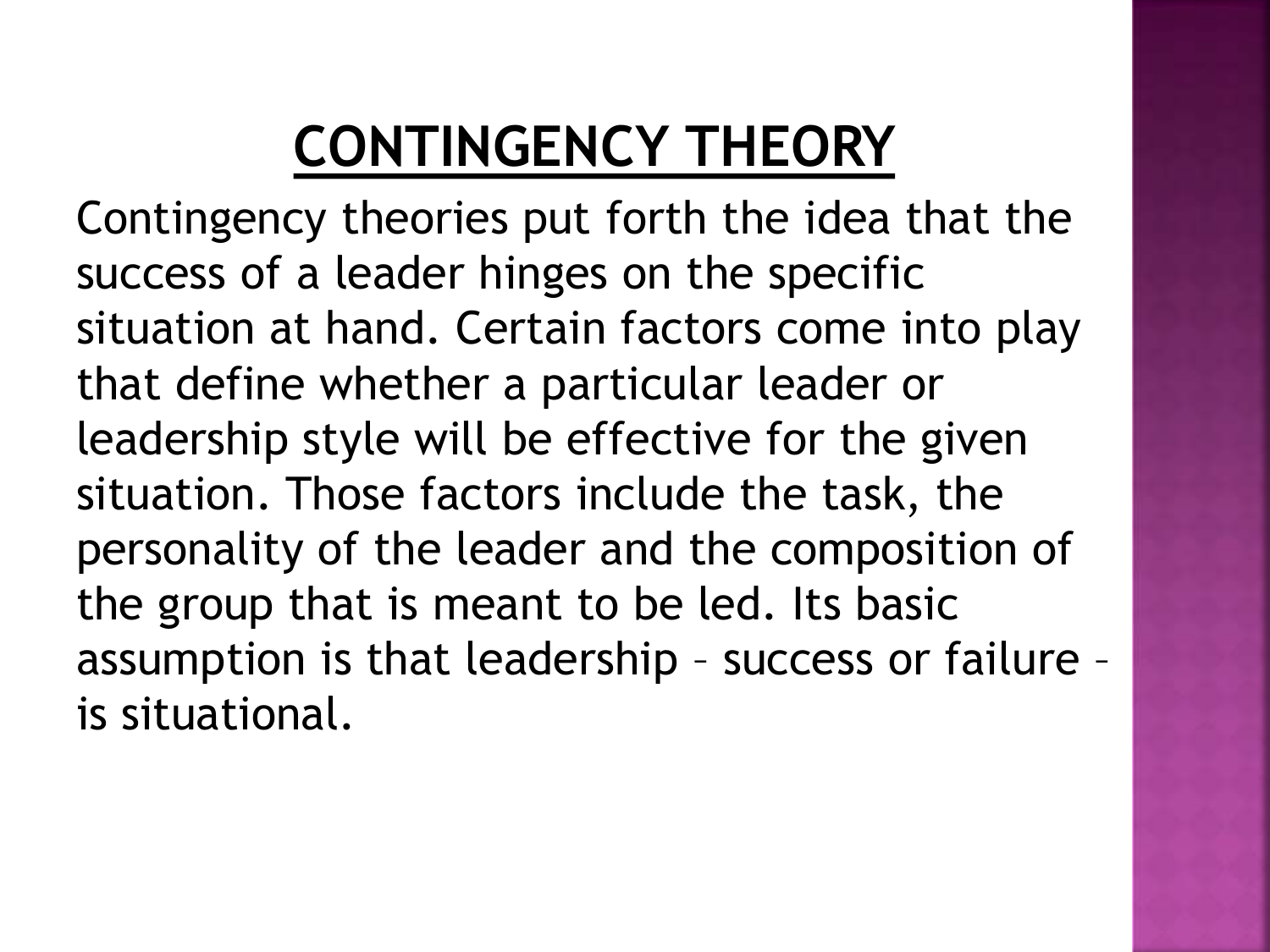# CONTINGENCY THEORY

Contingency theories put forth the idea that the success of a leader hinges on the specific situation at hand. Certain factors come into play that define whether a particular leader or leadership style will be effective for the given situation. Those factors include the task, the personality of the leader and the composition of the group that is meant to be led. Its basic assumption is that leadership – success or failure – is situational.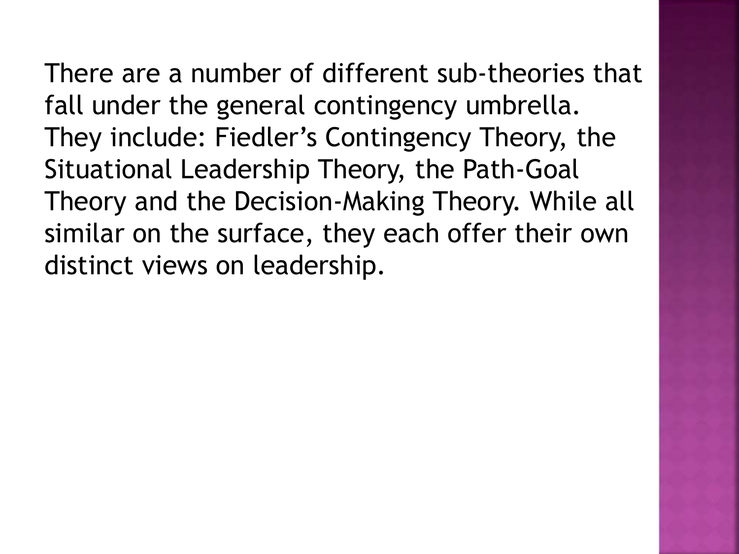There are a number of different sub-theories that fall under the general contingency umbrella. They include: Fiedler's Contingency Theory, the Situational Leadership Theory, the Path-Goal Theory and the Decision-Making Theory. While all similar on the surface, they each offer their own distinct views on leadership.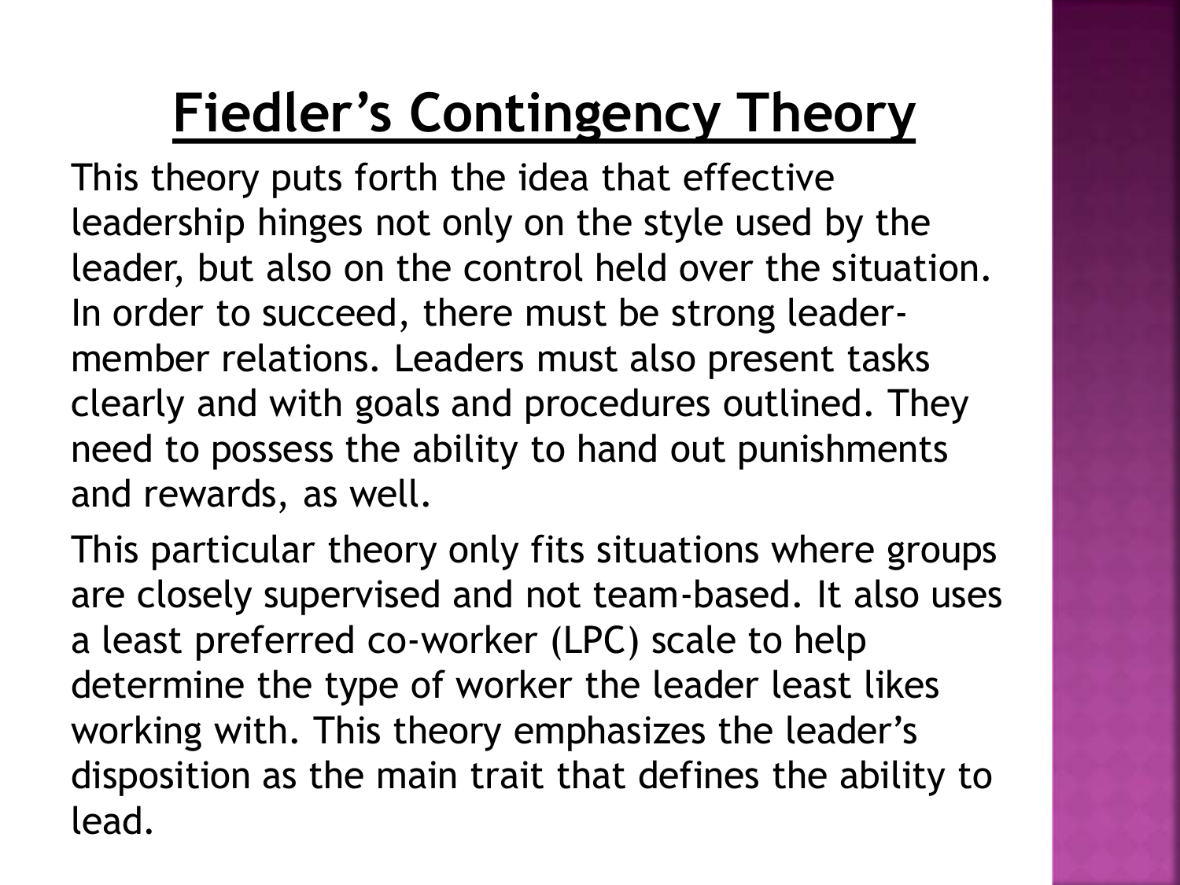# Fiedler's Contingency Theory

This theory puts forth the idea that effective leadership hinges not only on the style used by the leader, but also on the control held over the situation. In order to succeed, there must be strong leader-member relations. Leaders must also present tasks clearly and with goals and procedures outlined. They need to possess the ability to hand out punishments and rewards, as well.

This particular theory only fits situations where groups are closely supervised and not team-based. It also uses a least preferred co-worker (LPC) scale to help determine the type of worker the leader least likes working with. This theory emphasizes the leader's disposition as the main trait that defines the ability to lead.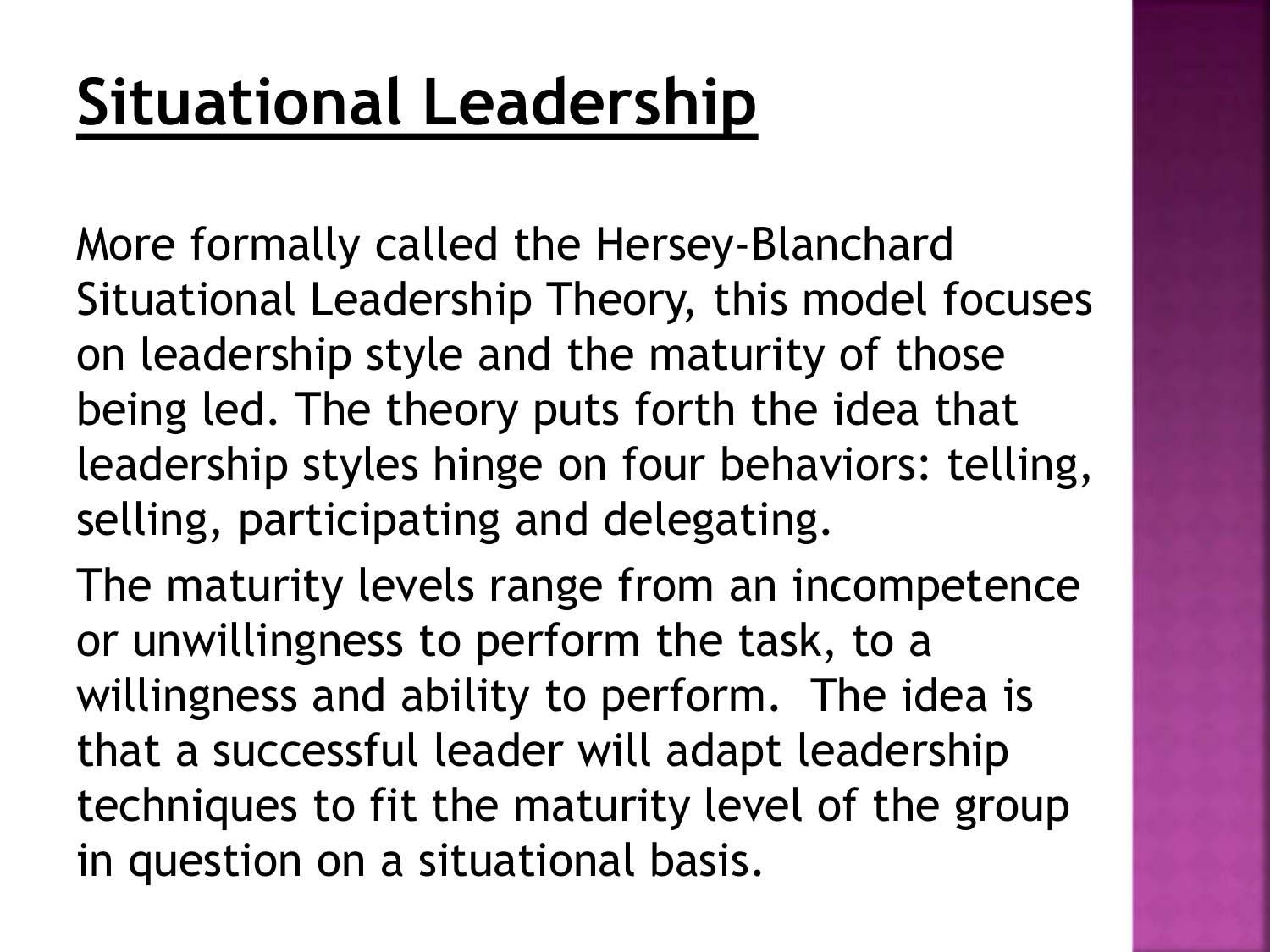# Situational Leadership

More formally called the Hersey-Blanchard Situational Leadership Theory, this model focuses on leadership style and the maturity of those being led. The theory puts forth the idea that leadership styles hinge on four behaviors: telling, selling, participating and delegating.

The maturity levels range from an incompetence or unwillingness to perform the task, to a willingness and ability to perform. The idea is that a successful leader will adapt leadership techniques to fit the maturity level of the group in question on a situational basis.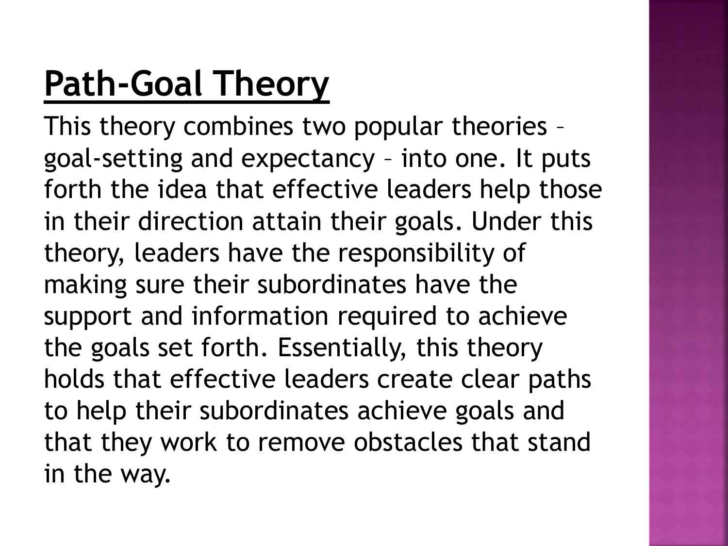## Path-Goal Theory

This theory combines two popular theories – goal-setting and expectancy – into one. It puts forth the idea that effective leaders help those in their direction attain their goals. Under this theory, leaders have the responsibility of making sure their subordinates have the support and information required to achieve the goals set forth. Essentially, this theory holds that effective leaders create clear paths to help their subordinates achieve goals and that they work to remove obstacles that stand in the way.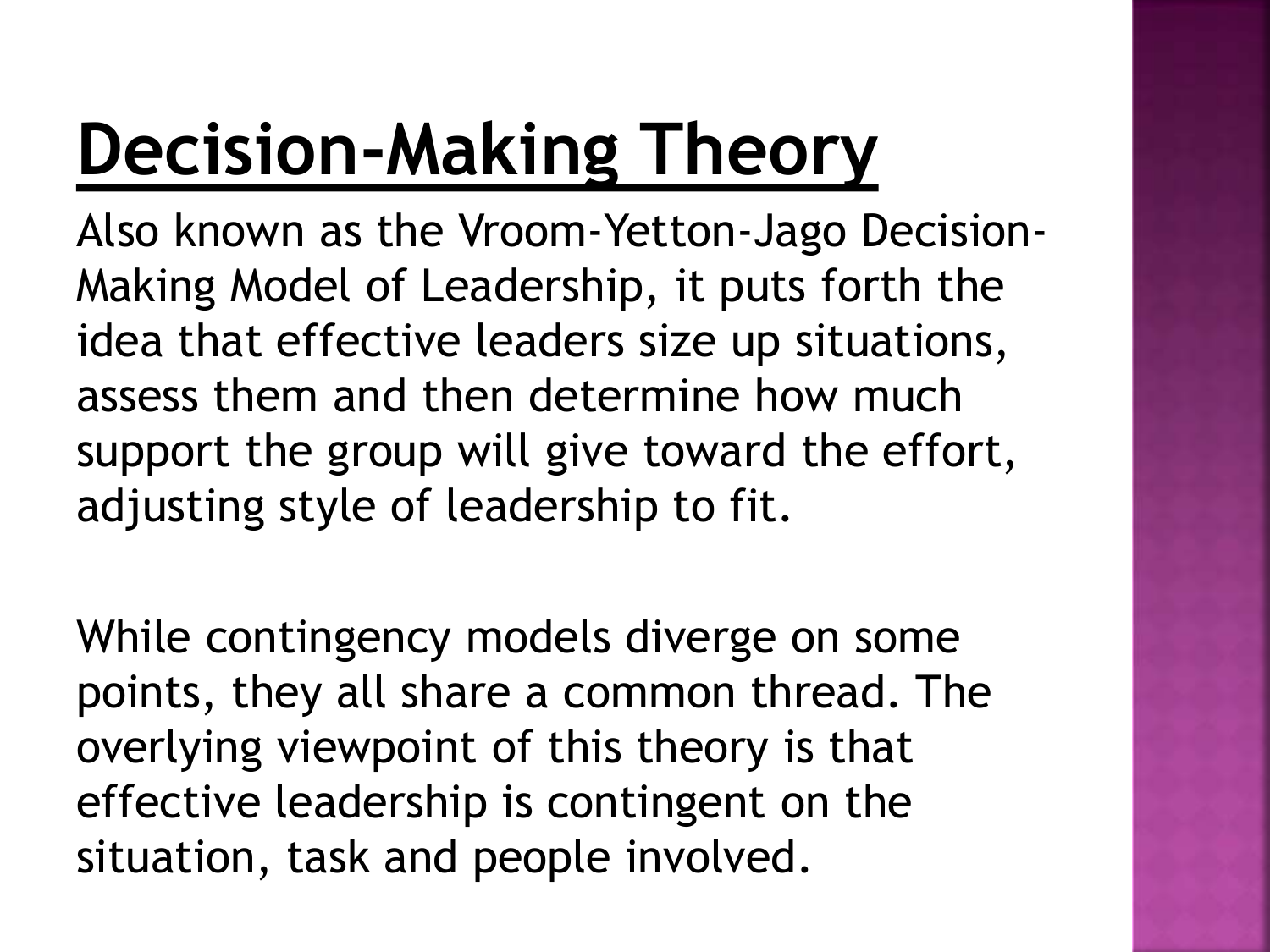# Decision-Making Theory

Also known as the Vroom-Yetton-Jago Decision-Making Model of Leadership, it puts forth the idea that effective leaders size up situations, assess them and then determine how much support the group will give toward the effort, adjusting style of leadership to fit.

While contingency models diverge on some points, they all share a common thread. The overlying viewpoint of this theory is that effective leadership is contingent on the situation, task and people involved.